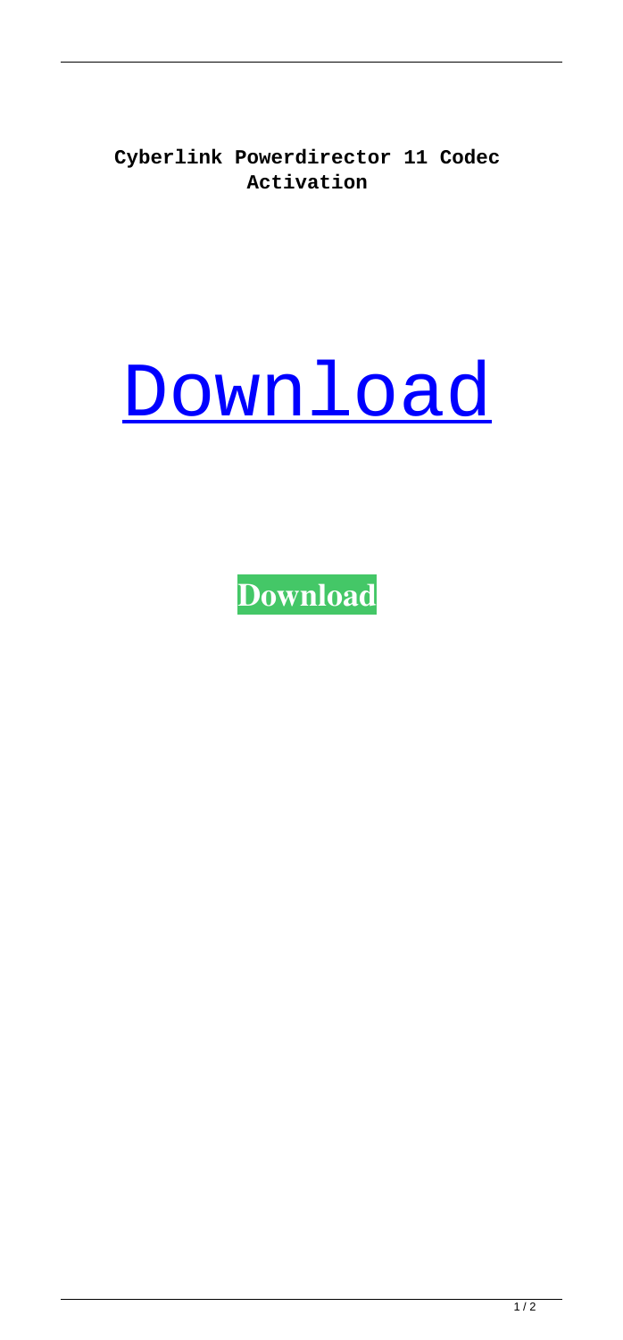**Cyberlink Powerdirector 11 Codec Activation**

Download

**Download**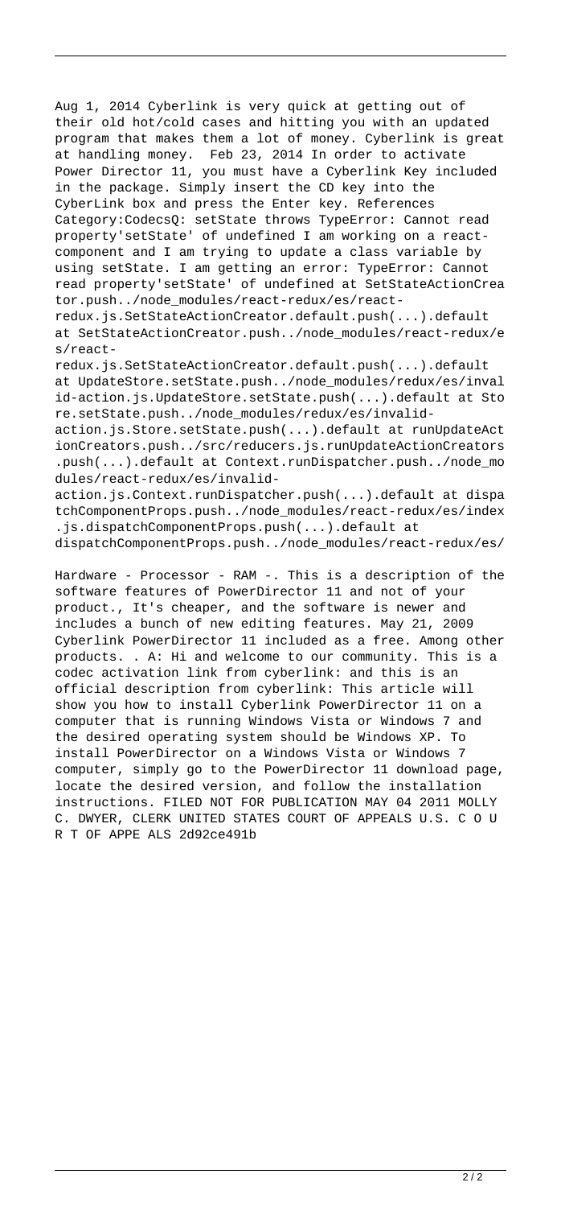Aug 1, 2014 Cyberlink is very quick at getting out of their old hot/cold cases and hitting you with an updated program that makes them a lot of money. Cyberlink is great at handling money. Feb 23, 2014 In order to activate Power Director 11, you must have a Cyberlink Key included in the package. Simply insert the CD key into the CyberLink box and press the Enter key. References Category:CodecsQ: setState throws TypeError: Cannot read property'setState' of undefined I am working on a react-component and I am trying to update a class variable by using setState. I am getting an error: TypeError: Cannot read property'setState' of undefined at SetStateActionCreator.push../node_modules/react-redux/es/react-redux.js.SetStateActionCreator.default.push(...).default at SetStateActionCreator.push../node_modules/react-redux/es/react-redux.js.SetStateActionCreator.default.push(...).default at UpdateStore.setState.push../node_modules/redux/es/invalid-action.js.UpdateStore.setState.push(...).default at Store.setState.push../node_modules/redux/es/invalid-action.js.Store.setState.push(...).default at runUpdateActionCreators.push../src/reducers.js.runUpdateActionCreators.push(...).default at Context.runDispatcher.push../node_modules/react-redux/es/invalid-action.js.Context.runDispatcher.push(...).default at dispatchComponentProps.push../node_modules/react-redux/es/index.js.dispatchComponentProps.push(...).default at dispatchComponentProps.push../node_modules/react-redux/es/

Hardware - Processor - RAM -. This is a description of the software features of PowerDirector 11 and not of your product., It's cheaper, and the software is newer and includes a bunch of new editing features. May 21, 2009 Cyberlink PowerDirector 11 included as a free. Among other products. . A: Hi and welcome to our community. This is a codec activation link from cyberlink: and this is an official description from cyberlink: This article will show you how to install Cyberlink PowerDirector 11 on a computer that is running Windows Vista or Windows 7 and the desired operating system should be Windows XP. To install PowerDirector on a Windows Vista or Windows 7 computer, simply go to the PowerDirector 11 download page, locate the desired version, and follow the installation instructions. FILED NOT FOR PUBLICATION MAY 04 2011 MOLLY C. DWYER, CLERK UNITED STATES COURT OF APPEALS U.S. C O U R T OF APPE ALS 2d92ce491b